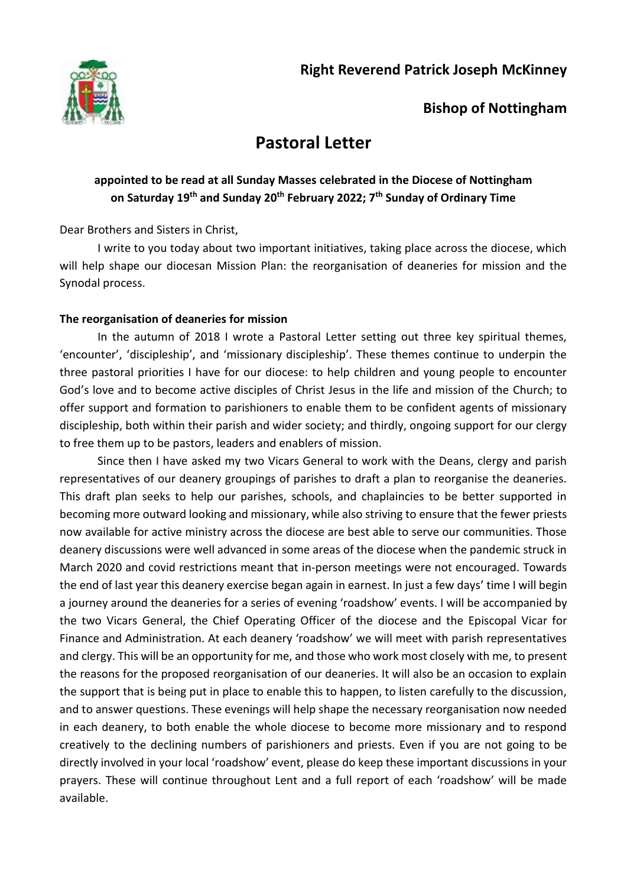**Right Reverend Patrick Joseph McKinney**

**Bishop of Nottingham**

# Pastoral Letter

**appointed to be read at all Sunday Masses celebrated in the Diocese of Nottingham on Saturday 19th and Sunday 20th February 2022; 7th Sunday of Ordinary Time**

Dear Brothers and Sisters in Christ,

I write to you today about two important initiatives, taking place across the diocese, which will help shape our diocesan Mission Plan: the reorganisation of deaneries for mission and the Synodal process.

**The reorganisation of deaneries for mission**

In the autumn of 2018 I wrote a Pastoral Letter setting out three key spiritual themes, 'encounter', 'discipleship', and 'missionary discipleship'. These themes continue to underpin the three pastoral priorities I have for our diocese: to help children and young people to encounter God's love and to become active disciples of Christ Jesus in the life and mission of the Church; to offer support and formation to parishioners to enable them to be confident agents of missionary discipleship, both within their parish and wider society; and thirdly, ongoing support for our clergy to free them up to be pastors, leaders and enablers of mission.

Since then I have asked my two Vicars General to work with the Deans, clergy and parish representatives of our deanery groupings of parishes to draft a plan to reorganise the deaneries. This draft plan seeks to help our parishes, schools, and chaplaincies to be better supported in becoming more outward looking and missionary, while also striving to ensure that the fewer priests now available for active ministry across the diocese are best able to serve our communities. Those deanery discussions were well advanced in some areas of the diocese when the pandemic struck in March 2020 and covid restrictions meant that in-person meetings were not encouraged. Towards the end of last year this deanery exercise began again in earnest. In just a few days' time I will begin a journey around the deaneries for a series of evening 'roadshow' events. I will be accompanied by the two Vicars General, the Chief Operating Officer of the diocese and the Episcopal Vicar for Finance and Administration. At each deanery 'roadshow' we will meet with parish representatives and clergy. This will be an opportunity for me, and those who work most closely with me, to present the reasons for the proposed reorganisation of our deaneries. It will also be an occasion to explain the support that is being put in place to enable this to happen, to listen carefully to the discussion, and to answer questions. These evenings will help shape the necessary reorganisation now needed in each deanery, to both enable the whole diocese to become more missionary and to respond creatively to the declining numbers of parishioners and priests. Even if you are not going to be directly involved in your local 'roadshow' event, please do keep these important discussions in your prayers. These will continue throughout Lent and a full report of each 'roadshow' will be made available.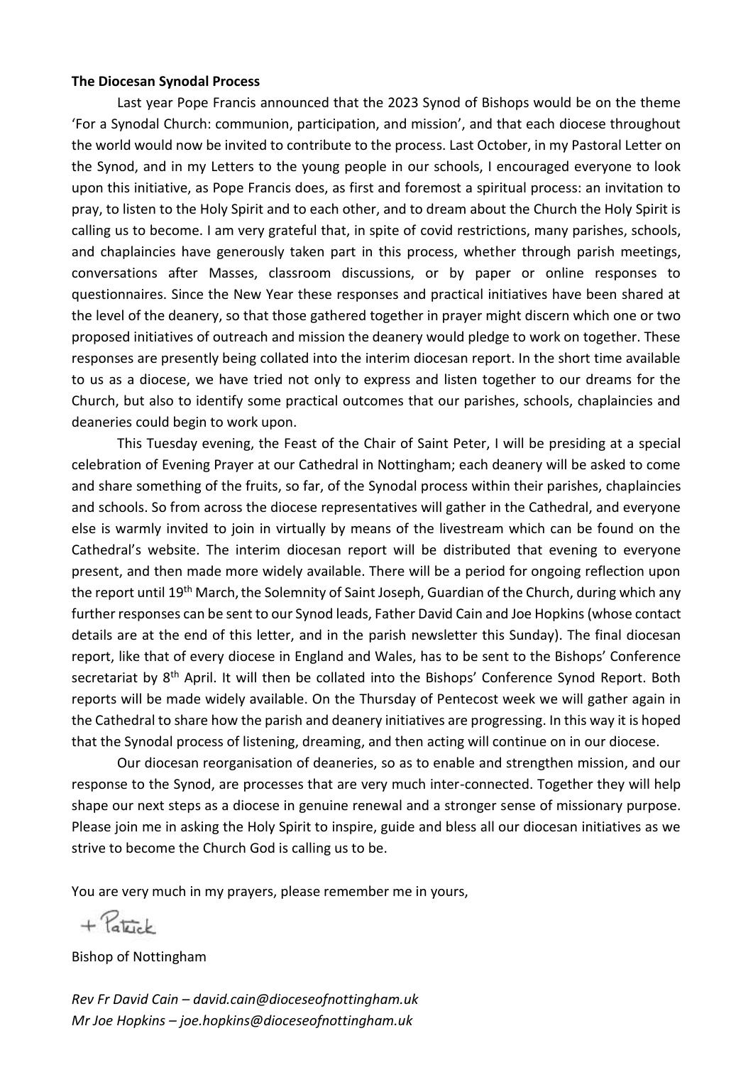**The Diocesan Synodal Process**

Last year Pope Francis announced that the 2023 Synod of Bishops would be on the theme 'For a Synodal Church: communion, participation, and mission', and that each diocese throughout the world would now be invited to contribute to the process. Last October, in my Pastoral Letter on the Synod, and in my Letters to the young people in our schools, I encouraged everyone to look upon this initiative, as Pope Francis does, as first and foremost a spiritual process: an invitation to pray, to listen to the Holy Spirit and to each other, and to dream about the Church the Holy Spirit is calling us to become. I am very grateful that, in spite of covid restrictions, many parishes, schools, and chaplaincies have generously taken part in this process, whether through parish meetings, conversations after Masses, classroom discussions, or by paper or online responses to questionnaires. Since the New Year these responses and practical initiatives have been shared at the level of the deanery, so that those gathered together in prayer might discern which one or two proposed initiatives of outreach and mission the deanery would pledge to work on together. These responses are presently being collated into the interim diocesan report. In the short time available to us as a diocese, we have tried not only to express and listen together to our dreams for the Church, but also to identify some practical outcomes that our parishes, schools, chaplaincies and deaneries could begin to work upon.

This Tuesday evening, the Feast of the Chair of Saint Peter, I will be presiding at a special celebration of Evening Prayer at our Cathedral in Nottingham; each deanery will be asked to come and share something of the fruits, so far, of the Synodal process within their parishes, chaplaincies and schools. So from across the diocese representatives will gather in the Cathedral, and everyone else is warmly invited to join in virtually by means of the livestream which can be found on the Cathedral's website. The interim diocesan report will be distributed that evening to everyone present, and then made more widely available. There will be a period for ongoing reflection upon the report until 19th March, the Solemnity of Saint Joseph, Guardian of the Church, during which any further responses can be sent to our Synod leads, Father David Cain and Joe Hopkins (whose contact details are at the end of this letter, and in the parish newsletter this Sunday). The final diocesan report, like that of every diocese in England and Wales, has to be sent to the Bishops' Conference secretariat by 8th April. It will then be collated into the Bishops' Conference Synod Report. Both reports will be made widely available. On the Thursday of Pentecost week we will gather again in the Cathedral to share how the parish and deanery initiatives are progressing. In this way it is hoped that the Synodal process of listening, dreaming, and then acting will continue on in our diocese.

Our diocesan reorganisation of deaneries, so as to enable and strengthen mission, and our response to the Synod, are processes that are very much inter-connected. Together they will help shape our next steps as a diocese in genuine renewal and a stronger sense of missionary purpose. Please join me in asking the Holy Spirit to inspire, guide and bless all our diocesan initiatives as we strive to become the Church God is calling us to be.

You are very much in my prayers, please remember me in yours,

+ Patrick

Bishop of Nottingham

*Rev Fr David Cain – david.cain@dioceseofnottingham.uk*
*Mr Joe Hopkins – joe.hopkins@dioceseofnottingham.uk*